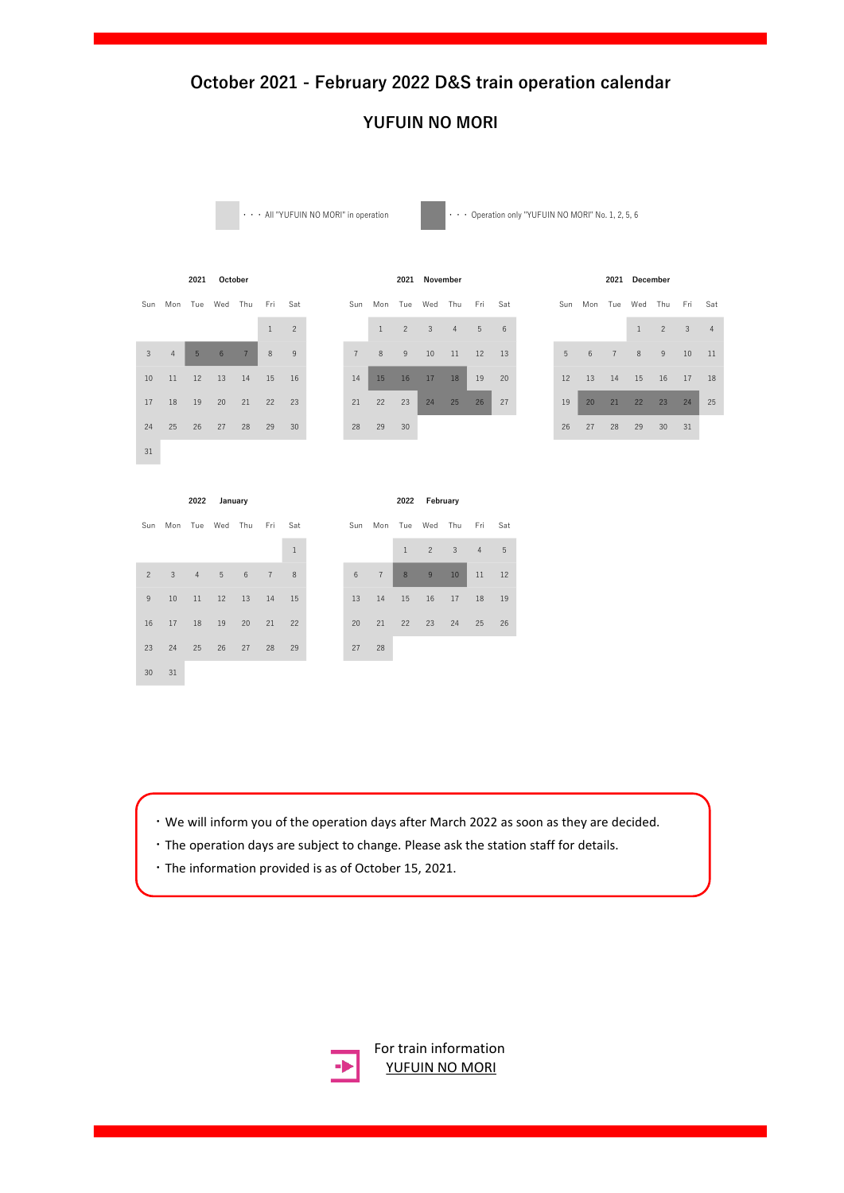# October 2021 - February 2022 D&S train operation calendar

## YUFUIN NO MORI

(light shading) ・・・All "YUFUIN NO MORI" in operation

(dark shading, shown in **bold** below) ・・・Operation only "YUFUIN NO MORI" No. 1, 2, 5, 6

### 2021 October

| Sun | Mon | Tue | Wed | Thu | Fri | Sat |
|---|---|---|---|---|---|---|
| | | | | | 1 | 2 |
| 3 | 4 | **5** | **6** | **7** | 8 | 9 |
| 10 | 11 | 12 | 13 | 14 | 15 | 16 |
| 17 | 18 | 19 | 20 | 21 | 22 | 23 |
| 24 | 25 | 26 | 27 | 28 | 29 | 30 |
| 31 | | | | | | |

### 2021 November

| Sun | Mon | Tue | Wed | Thu | Fri | Sat |
|---|---|---|---|---|---|---|
| | 1 | 2 | 3 | 4 | 5 | 6 |
| 7 | 8 | 9 | 10 | 11 | 12 | 13 |
| 14 | **15** | **16** | **17** | **18** | 19 | 20 |
| 21 | 22 | 23 | **24** | **25** | **26** | 27 |
| 28 | 29 | 30 | | | | |

### 2021 December

| Sun | Mon | Tue | Wed | Thu | Fri | Sat |
|---|---|---|---|---|---|---|
| | | | 1 | 2 | 3 | 4 |
| 5 | 6 | 7 | 8 | 9 | 10 | 11 |
| 12 | 13 | 14 | 15 | 16 | 17 | 18 |
| 19 | **20** | **21** | **22** | **23** | **24** | 25 |
| 26 | 27 | 28 | 29 | 30 | 31 | |

### 2022 January

| Sun | Mon | Tue | Wed | Thu | Fri | Sat |
|---|---|---|---|---|---|---|
| | | | | | | 1 |
| 2 | 3 | 4 | 5 | 6 | 7 | 8 |
| 9 | 10 | 11 | 12 | 13 | 14 | 15 |
| 16 | 17 | 18 | 19 | 20 | 21 | 22 |
| 23 | 24 | 25 | 26 | 27 | 28 | 29 |
| 30 | 31 | | | | | |

### 2022 February

| Sun | Mon | Tue | Wed | Thu | Fri | Sat |
|---|---|---|---|---|---|---|
| | | 1 | 2 | 3 | 4 | 5 |
| 6 | 7 | **8** | **9** | **10** | 11 | 12 |
| 13 | 14 | 15 | 16 | 17 | 18 | 19 |
| 20 | 21 | 22 | 23 | 24 | 25 | 26 |
| 27 | 28 | | | | | |

- We will inform you of the operation days after March 2022 as soon as they are decided.
- The operation days are subject to change. Please ask the station staff for details.
- The information provided is as of October 15, 2021.

For train information
YUFUIN NO MORI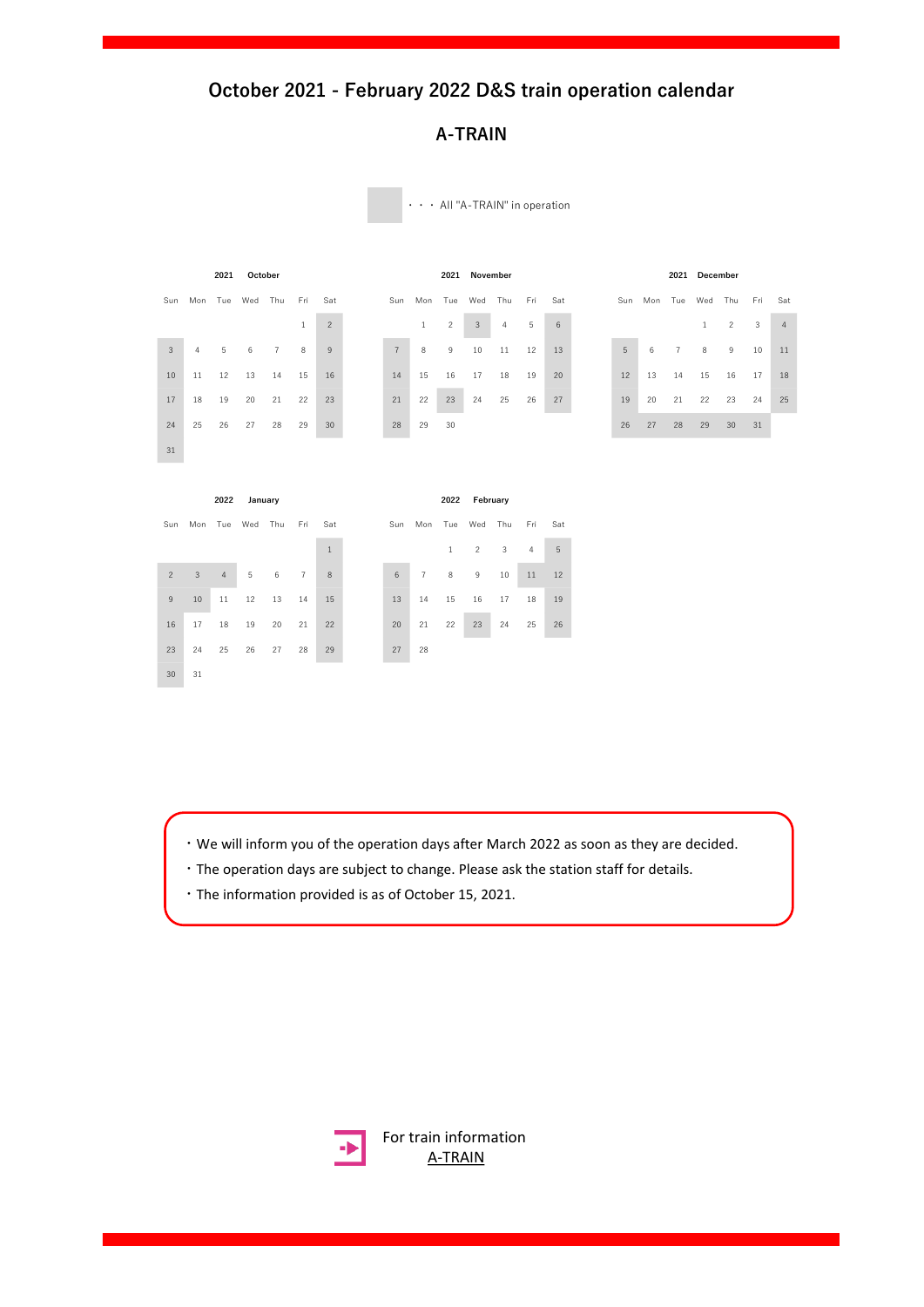# October 2021 - February 2022 D&S train operation calendar

## A-TRAIN

**■** ・・・ All "A-TRAIN" in operation

**2021 October**

| Sun | Mon | Tue | Wed | Thu | Fri | Sat |
|---|---|---|---|---|---|---|
| | | | | | 1 | **2** |
| **3** | 4 | 5 | 6 | 7 | 8 | **9** |
| **10** | 11 | 12 | 13 | 14 | 15 | **16** |
| **17** | 18 | 19 | 20 | 21 | 22 | **23** |
| **24** | 25 | 26 | 27 | 28 | 29 | **30** |
| **31** | | | | | | |

**2021 November**

| Sun | Mon | Tue | Wed | Thu | Fri | Sat |
|---|---|---|---|---|---|---|
| | 1 | 2 | **3** | 4 | 5 | **6** |
| **7** | 8 | 9 | 10 | 11 | 12 | **13** |
| **14** | 15 | 16 | 17 | 18 | 19 | **20** |
| **21** | 22 | **23** | 24 | 25 | 26 | **27** |
| **28** | 29 | 30 | | | | |

**2021 December**

| Sun | Mon | Tue | Wed | Thu | Fri | Sat |
|---|---|---|---|---|---|---|
| | | | 1 | 2 | 3 | **4** |
| **5** | 6 | 7 | 8 | 9 | 10 | **11** |
| **12** | 13 | 14 | 15 | 16 | 17 | **18** |
| **19** | 20 | 21 | 22 | 23 | 24 | **25** |
| **26** | **27** | **28** | **29** | **30** | **31** | |

**2022 January**

| Sun | Mon | Tue | Wed | Thu | Fri | Sat |
|---|---|---|---|---|---|---|
| | | | | | | **1** |
| **2** | **3** | **4** | 5 | 6 | 7 | **8** |
| **9** | **10** | 11 | 12 | 13 | 14 | **15** |
| **16** | 17 | 18 | 19 | 20 | 21 | **22** |
| **23** | 24 | 25 | 26 | 27 | 28 | **29** |
| **30** | 31 | | | | | |

**2022 February**

| Sun | Mon | Tue | Wed | Thu | Fri | Sat |
|---|---|---|---|---|---|---|
| | | 1 | 2 | 3 | 4 | **5** |
| **6** | 7 | 8 | 9 | 10 | **11** | **12** |
| **13** | 14 | 15 | 16 | 17 | 18 | **19** |
| **20** | 21 | 22 | **23** | 24 | 25 | **26** |
| **27** | 28 | | | | | |

- We will inform you of the operation days after March 2022 as soon as they are decided.
- The operation days are subject to change. Please ask the station staff for details.
- The information provided is as of October 15, 2021.

For train information
A-TRAIN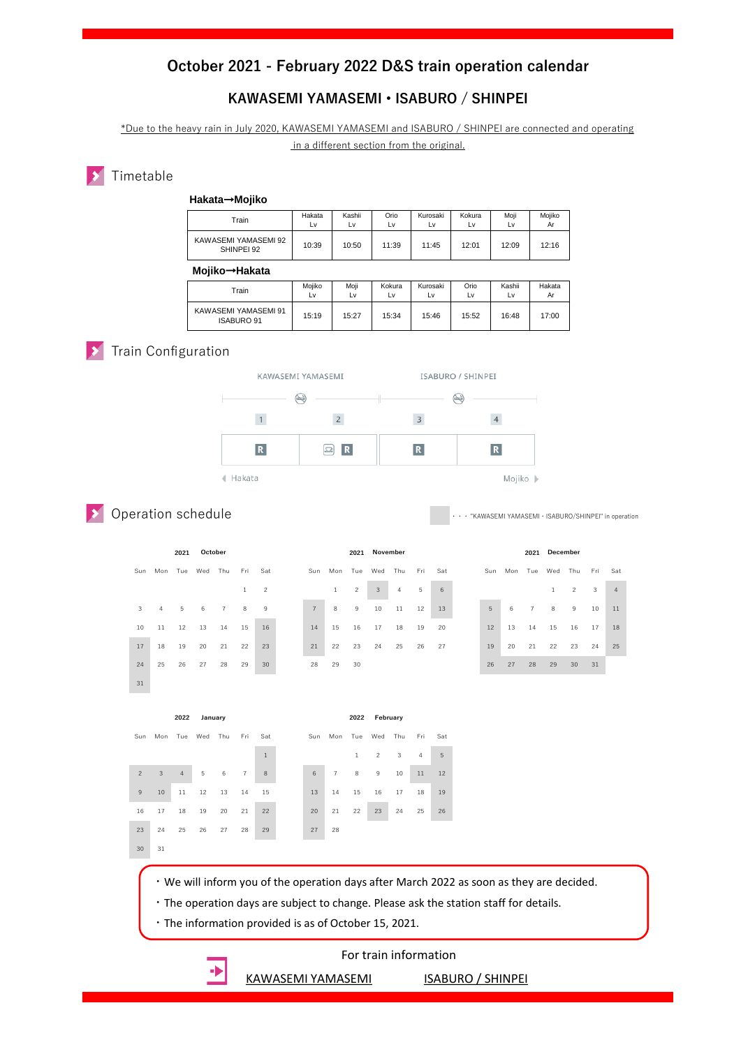# October 2021 - February 2022 D&S train operation calendar

## KAWASEMI YAMASEMI・ISABURO / SHINPEI

*Due to the heavy rain in July 2020, KAWASEMI YAMASEMI and ISABURO / SHINPEI are connected and operating in a different section from the original.

## Timetable

### Hakata→Mojiko

| Train | Hakata Lv | Kashii Lv | Orio Lv | Kurosaki Lv | Kokura Lv | Moji Lv | Mojiko Ar |
|---|---|---|---|---|---|---|---|
| KAWASEMI YAMASEMI 92 SHINPEI 92 | 10:39 | 10:50 | 11:39 | 11:45 | 12:01 | 12:09 | 12:16 |

### Mojiko→Hakata

| Train | Mojiko Lv | Moji Lv | Kokura Lv | Kurosaki Lv | Orio Lv | Kashii Lv | Hakata Ar |
|---|---|---|---|---|---|---|---|
| KAWASEMI YAMASEMI 91 ISABURO 91 | 15:19 | 15:27 | 15:34 | 15:46 | 15:52 | 16:48 | 17:00 |

## Train Configuration

| | KAWASEMI YAMASEMI | | ISABURO / SHINPEI | |
|---|---|---|---|---|
| Car | 1 | 2 | 3 | 4 |
| Seats | R | R | R | R |

◀ Hakata　　　　Mojiko ▶

## Operation schedule

■ ・・・"KAWASEMI YAMASEMI・ISABURO/SHINPEI" in operation

**2021 October** — Operation days: 16, 17, 23, 24, 30, 31

| Sun | Mon | Tue | Wed | Thu | Fri | Sat |
|---|---|---|---|---|---|---|
| | | | | | 1 | 2 |
| 3 | 4 | 5 | 6 | 7 | 8 | 9 |
| 10 | 11 | 12 | 13 | 14 | 15 | **16** |
| **17** | 18 | 19 | 20 | 21 | 22 | **23** |
| **24** | 25 | 26 | 27 | 28 | 29 | **30** |
| **31** | | | | | | |

**2021 November** — Operation days: 3, 6, 7, 13, 14, 21

| Sun | Mon | Tue | Wed | Thu | Fri | Sat |
|---|---|---|---|---|---|---|
| | 1 | 2 | **3** | 4 | 5 | **6** |
| **7** | 8 | 9 | 10 | 11 | 12 | **13** |
| **14** | 15 | 16 | 17 | 18 | 19 | 20 |
| **21** | 22 | 23 | 24 | 25 | 26 | 27 |
| 28 | 29 | 30 | | | | |

**2021 December** — Operation days: 4, 5, 11, 12, 18, 19, 25, 26, 27, 28, 29, 30, 31

| Sun | Mon | Tue | Wed | Thu | Fri | Sat |
|---|---|---|---|---|---|---|
| | | | 1 | 2 | 3 | **4** |
| **5** | 6 | 7 | 8 | 9 | 10 | **11** |
| **12** | 13 | 14 | 15 | 16 | 17 | **18** |
| **19** | 20 | 21 | 22 | 23 | 24 | **25** |
| **26** | **27** | **28** | **29** | **30** | **31** | |

**2022 January** — Operation days: 1, 2, 3, 4, 8, 9, 10, 22, 23, 29, 30

| Sun | Mon | Tue | Wed | Thu | Fri | Sat |
|---|---|---|---|---|---|---|
| | | | | | | **1** |
| **2** | **3** | **4** | 5 | 6 | 7 | **8** |
| **9** | **10** | 11 | 12 | 13 | 14 | 15 |
| 16 | 17 | 18 | 19 | 20 | 21 | **22** |
| **23** | 24 | 25 | 26 | 27 | 28 | **29** |
| **30** | 31 | | | | | |

**2022 February** — Operation days: 5, 6, 11, 12, 13, 19, 20, 23, 26, 27

| Sun | Mon | Tue | Wed | Thu | Fri | Sat |
|---|---|---|---|---|---|---|
| | | 1 | 2 | 3 | 4 | **5** |
| **6** | 7 | 8 | 9 | 10 | **11** | **12** |
| **13** | 14 | 15 | 16 | 17 | 18 | **19** |
| **20** | 21 | 22 | **23** | 24 | 25 | **26** |
| **27** | 28 | | | | | |

- We will inform you of the operation days after March 2022 as soon as they are decided.
- The operation days are subject to change. Please ask the station staff for details.
- The information provided is as of October 15, 2021.

For train information

KAWASEMI YAMASEMI　　ISABURO / SHINPEI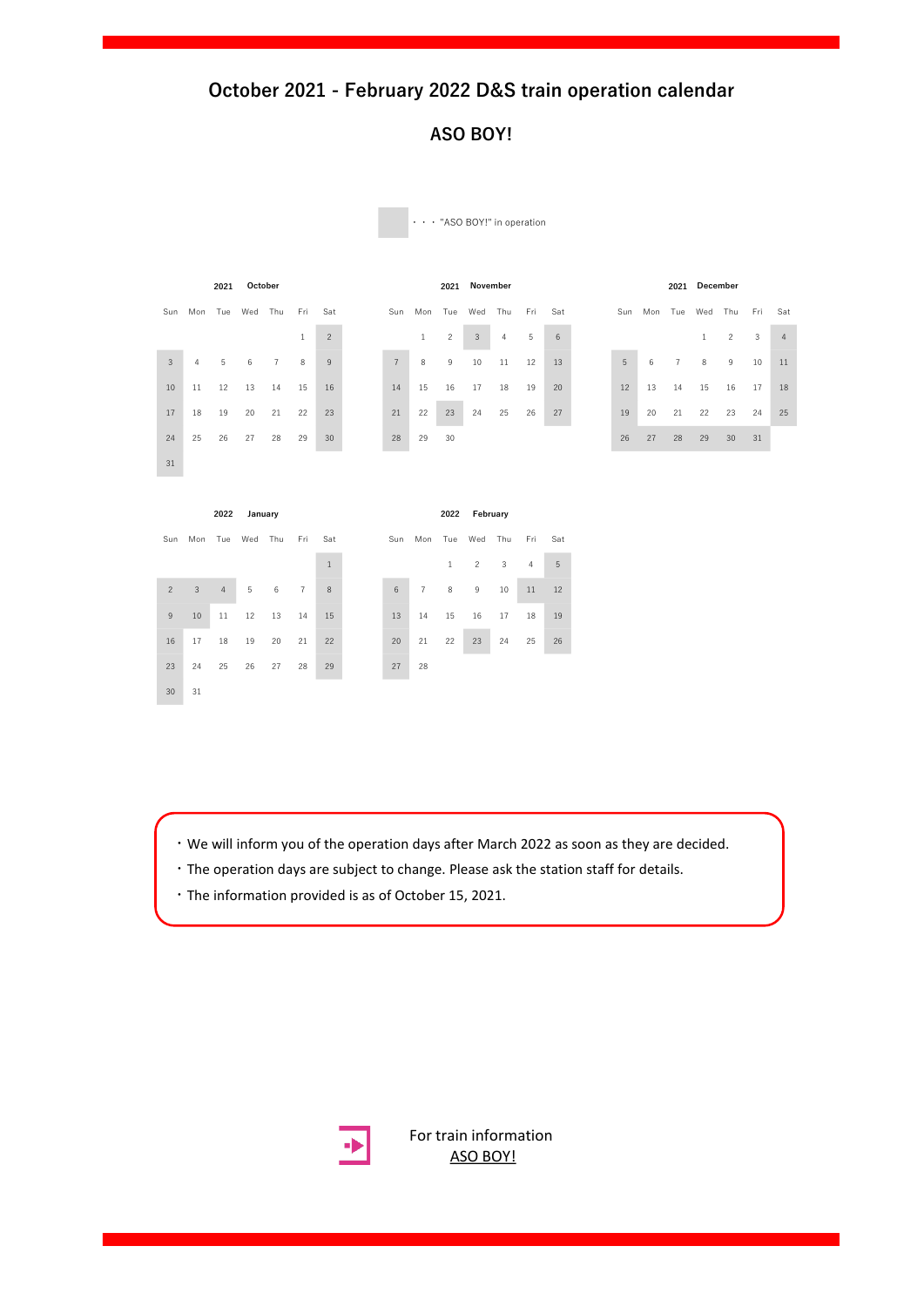# October 2021 - February 2022 D&S train operation calendar

## ASO BOY!

■ ・・・"ASO BOY!" in operation (shown in **bold** below)

### 2021 October

| Sun | Mon | Tue | Wed | Thu | Fri | Sat |
|---|---|---|---|---|---|---|
| | | | | | 1 | **2** |
| **3** | 4 | 5 | 6 | 7 | 8 | **9** |
| **10** | 11 | 12 | 13 | 14 | 15 | **16** |
| **17** | 18 | 19 | 20 | 21 | 22 | **23** |
| **24** | 25 | 26 | 27 | 28 | 29 | **30** |
| **31** | | | | | | |

### 2021 November

| Sun | Mon | Tue | Wed | Thu | Fri | Sat |
|---|---|---|---|---|---|---|
| | 1 | 2 | **3** | 4 | 5 | **6** |
| **7** | 8 | 9 | 10 | 11 | 12 | **13** |
| **14** | 15 | 16 | 17 | 18 | 19 | **20** |
| **21** | 22 | **23** | 24 | 25 | 26 | **27** |
| **28** | 29 | 30 | | | | |

### 2021 December

| Sun | Mon | Tue | Wed | Thu | Fri | Sat |
|---|---|---|---|---|---|---|
| | | | 1 | 2 | 3 | **4** |
| **5** | 6 | 7 | 8 | 9 | 10 | **11** |
| **12** | 13 | 14 | 15 | 16 | 17 | **18** |
| **19** | 20 | 21 | 22 | 23 | 24 | **25** |
| **26** | **27** | **28** | **29** | **30** | **31** | |

### 2022 January

| Sun | Mon | Tue | Wed | Thu | Fri | Sat |
|---|---|---|---|---|---|---|
| | | | | | | **1** |
| **2** | **3** | **4** | 5 | 6 | 7 | **8** |
| **9** | **10** | 11 | 12 | 13 | 14 | **15** |
| **16** | 17 | 18 | 19 | 20 | 21 | **22** |
| **23** | 24 | 25 | 26 | 27 | 28 | **29** |
| **30** | 31 | | | | | |

### 2022 February

| Sun | Mon | Tue | Wed | Thu | Fri | Sat |
|---|---|---|---|---|---|---|
| | | 1 | 2 | 3 | 4 | **5** |
| **6** | 7 | 8 | 9 | 10 | **11** | **12** |
| **13** | 14 | 15 | 16 | 17 | 18 | **19** |
| **20** | 21 | 22 | **23** | 24 | 25 | **26** |
| **27** | 28 | | | | | |

- We will inform you of the operation days after March 2022 as soon as they are decided.
- The operation days are subject to change. Please ask the station staff for details.
- The information provided is as of October 15, 2021.

For train information
ASO BOY!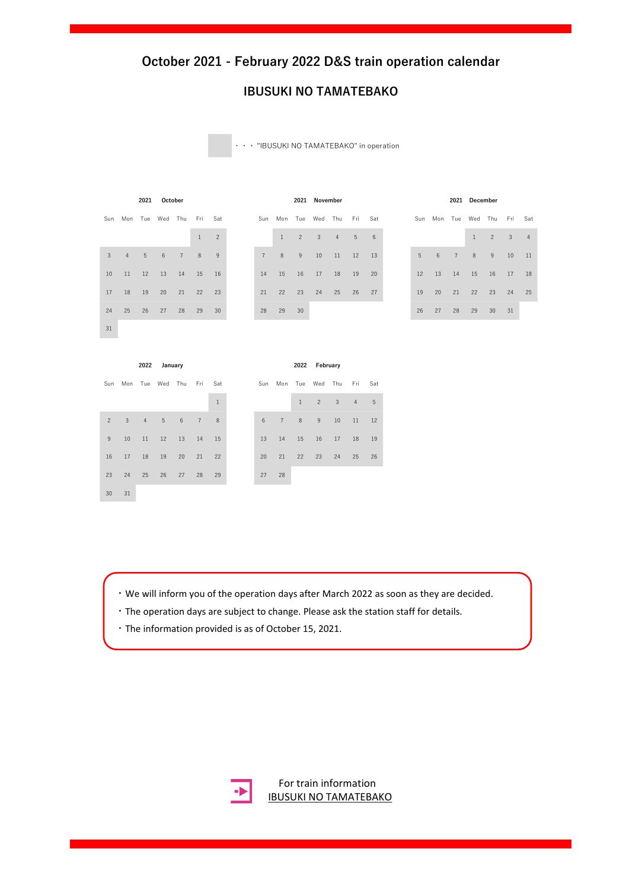# October 2021 - February 2022 D&S train operation calendar

## IBUSUKI NO TAMATEBAKO

・・・"IBUSUKI NO TAMATEBAKO" in operation

**2021 October**

| Sun | Mon | Tue | Wed | Thu | Fri | Sat |
|---|---|---|---|---|---|---|
| | | | | | 1 | 2 |
| 3 | 4 | 5 | 6 | 7 | 8 | 9 |
| 10 | 11 | 12 | 13 | 14 | 15 | 16 |
| 17 | 18 | 19 | 20 | 21 | 22 | 23 |
| 24 | 25 | 26 | 27 | 28 | 29 | 30 |
| 31 | | | | | | |

**2021 November**

| Sun | Mon | Tue | Wed | Thu | Fri | Sat |
|---|---|---|---|---|---|---|
| | 1 | 2 | 3 | 4 | 5 | 6 |
| 7 | 8 | 9 | 10 | 11 | 12 | 13 |
| 14 | 15 | 16 | 17 | 18 | 19 | 20 |
| 21 | 22 | 23 | 24 | 25 | 26 | 27 |
| 28 | 29 | 30 | | | | |

**2021 December**

| Sun | Mon | Tue | Wed | Thu | Fri | Sat |
|---|---|---|---|---|---|---|
| | | | 1 | 2 | 3 | 4 |
| 5 | 6 | 7 | 8 | 9 | 10 | 11 |
| 12 | 13 | 14 | 15 | 16 | 17 | 18 |
| 19 | 20 | 21 | 22 | 23 | 24 | 25 |
| 26 | 27 | 28 | 29 | 30 | 31 | |

**2022 January**

| Sun | Mon | Tue | Wed | Thu | Fri | Sat |
|---|---|---|---|---|---|---|
| | | | | | | 1 |
| 2 | 3 | 4 | 5 | 6 | 7 | 8 |
| 9 | 10 | 11 | 12 | 13 | 14 | 15 |
| 16 | 17 | 18 | 19 | 20 | 21 | 22 |
| 23 | 24 | 25 | 26 | 27 | 28 | 29 |
| 30 | 31 | | | | | |

**2022 February**

| Sun | Mon | Tue | Wed | Thu | Fri | Sat |
|---|---|---|---|---|---|---|
| | | 1 | 2 | 3 | 4 | 5 |
| 6 | 7 | 8 | 9 | 10 | 11 | 12 |
| 13 | 14 | 15 | 16 | 17 | 18 | 19 |
| 20 | 21 | 22 | 23 | 24 | 25 | 26 |
| 27 | 28 | | | | | |

- We will inform you of the operation days after March 2022 as soon as they are decided.
- The operation days are subject to change. Please ask the station staff for details.
- The information provided is as of October 15, 2021.

For train information
IBUSUKI NO TAMATEBAKO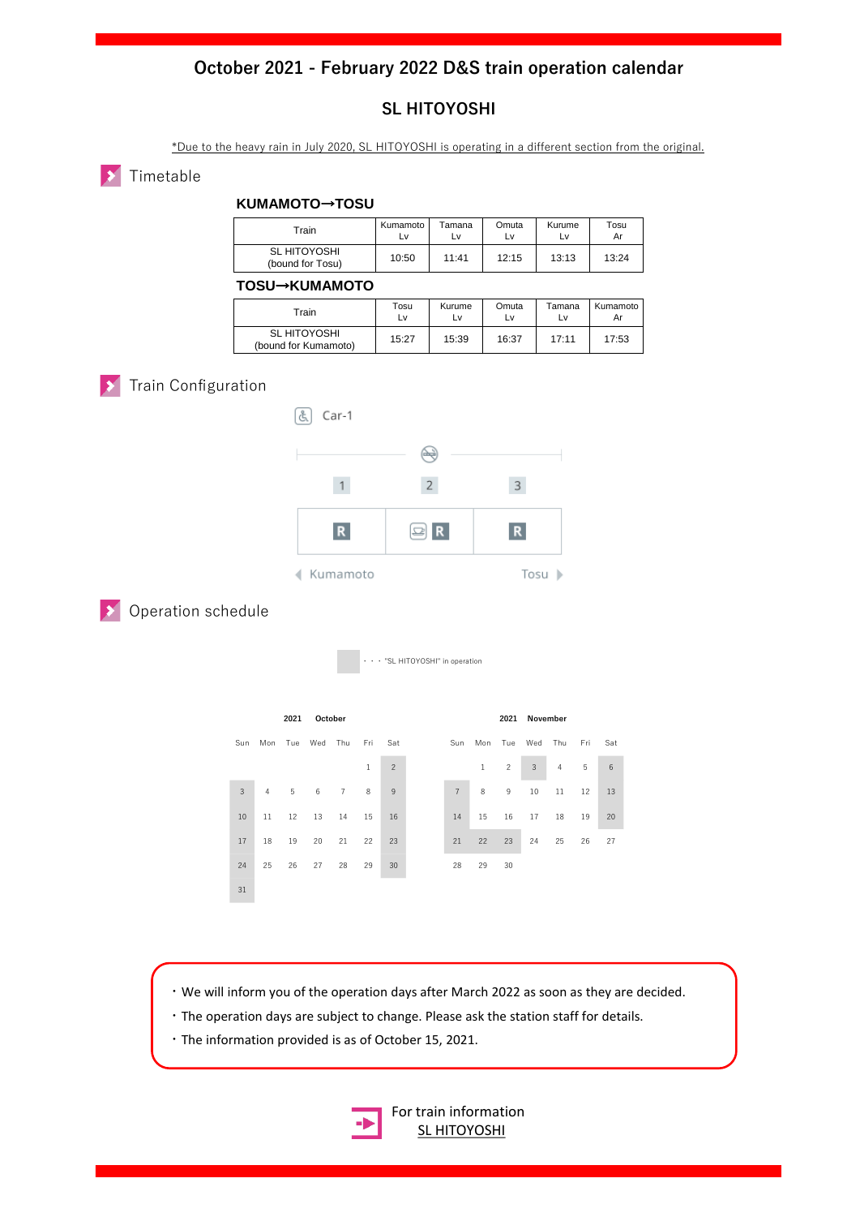# October 2021 - February 2022 D&S train operation calendar

## SL HITOYOSHI

*Due to the heavy rain in July 2020, SL HITOYOSHI is operating in a different section from the original.

## Timetable

### KUMAMOTO→TOSU

| Train | Kumamoto Lv | Tamana Lv | Omuta Lv | Kurume Lv | Tosu Ar |
|---|---|---|---|---|---|
| SL HITOYOSHI (bound for Tosu) | 10:50 | 11:41 | 12:15 | 13:13 | 13:24 |

### TOSU→KUMAMOTO

| Train | Tosu Lv | Kurume Lv | Omuta Lv | Tamana Lv | Kumamoto Ar |
|---|---|---|---|---|---|
| SL HITOYOSHI (bound for Kumamoto) | 15:27 | 15:39 | 16:37 | 17:11 | 17:53 |

## Train Configuration

Car-1

| 1 | 2 | 3 |
|---|---|---|
| R | R | R |

Kumamoto ◀ ▶ Tosu

## Operation schedule

・・・"SL HITOYOSHI" in operation

**2021 October**

| Sun | Mon | Tue | Wed | Thu | Fri | Sat |
|---|---|---|---|---|---|---|
| | | | | | 1 | 2 |
| 3 | 4 | 5 | 6 | 7 | 8 | 9 |
| 10 | 11 | 12 | 13 | 14 | 15 | 16 |
| 17 | 18 | 19 | 20 | 21 | 22 | 23 |
| 24 | 25 | 26 | 27 | 28 | 29 | 30 |
| 31 | | | | | | |

In operation (October): 2, 3, 9, 10, 16, 17, 23, 24, 30, 31

**2021 November**

| Sun | Mon | Tue | Wed | Thu | Fri | Sat |
|---|---|---|---|---|---|---|
| | 1 | 2 | 3 | 4 | 5 | 6 |
| 7 | 8 | 9 | 10 | 11 | 12 | 13 |
| 14 | 15 | 16 | 17 | 18 | 19 | 20 |
| 21 | 22 | 23 | 24 | 25 | 26 | 27 |
| 28 | 29 | 30 | | | | |

In operation (November): 3, 6, 7, 13, 14, 20, 21, 22, 23

- We will inform you of the operation days after March 2022 as soon as they are decided.
- The operation days are subject to change. Please ask the station staff for details.
- The information provided is as of October 15, 2021.

For train information
SL HITOYOSHI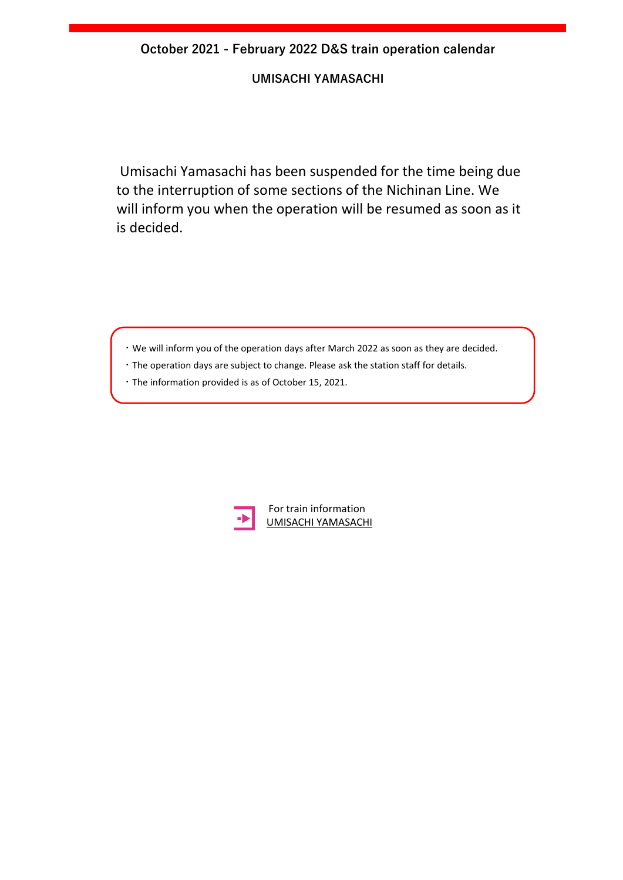# October 2021 - February 2022 D&S train operation calendar

## UMISACHI YAMASACHI

Umisachi Yamasachi has been suspended for the time being due to the interruption of some sections of the Nichinan Line. We will inform you when the operation will be resumed as soon as it is decided.

- We will inform you of the operation days after March 2022 as soon as they are decided.
- The operation days are subject to change. Please ask the station staff for details.
- The information provided is as of October 15, 2021.

For train information
UMISACHI YAMASACHI